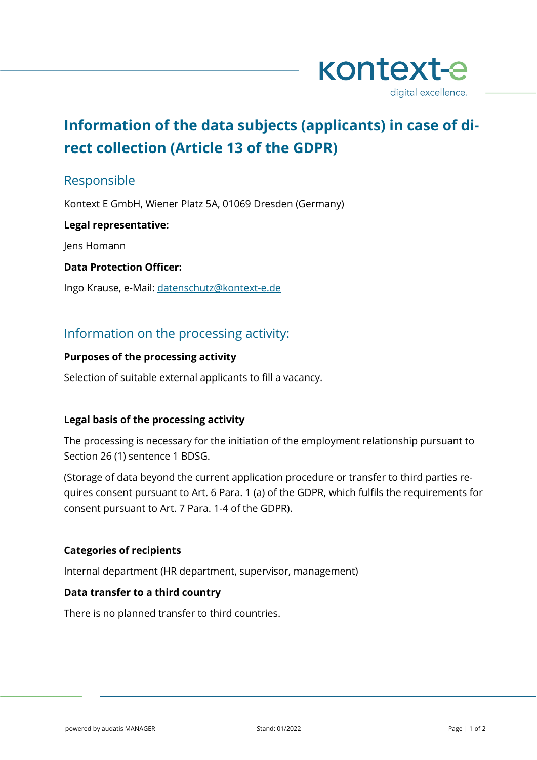# Information of the data subjects (applicants) in case of direct collection (Article 13 of the GDPR)

## Responsible

Kontext E GmbH, Wiener Platz 5A, 01069 Dresden (Germany)

**Legal representative:**

Jens Homann

**Data Protection Officer:**

Ingo Krause, e-Mail: datenschutz@kontext-e.de

## Information on the processing activity:

**Purposes of the processing activity**

Selection of suitable external applicants to fill a vacancy.

**Legal basis of the processing activity**

The processing is necessary for the initiation of the employment relationship pursuant to Section 26 (1) sentence 1 BDSG.

(Storage of data beyond the current application procedure or transfer to third parties requires consent pursuant to Art. 6 Para. 1 (a) of the GDPR, which fulfils the requirements for consent pursuant to Art. 7 Para. 1-4 of the GDPR).

**Categories of recipients**

Internal department (HR department, supervisor, management)

**Data transfer to a third country**

There is no planned transfer to third countries.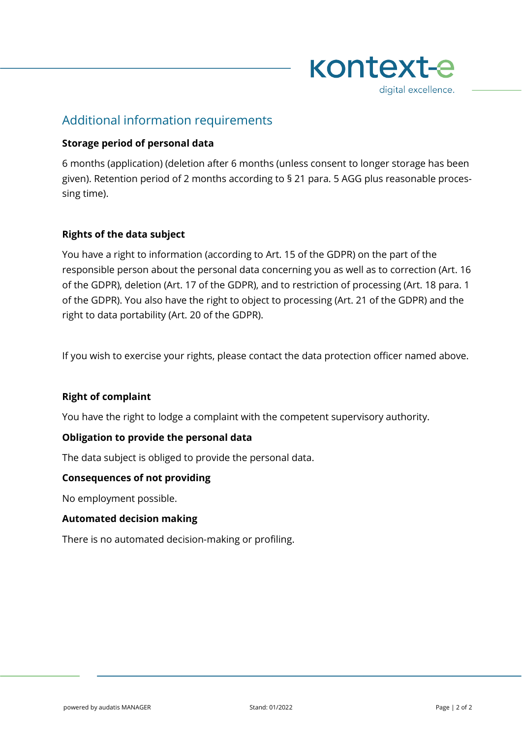## Additional information requirements

**Storage period of personal data**

6 months (application) (deletion after 6 months (unless consent to longer storage has been given). Retention period of 2 months according to § 21 para. 5 AGG plus reasonable processing time).

**Rights of the data subject**

You have a right to information (according to Art. 15 of the GDPR) on the part of the responsible person about the personal data concerning you as well as to correction (Art. 16 of the GDPR), deletion (Art. 17 of the GDPR), and to restriction of processing (Art. 18 para. 1 of the GDPR). You also have the right to object to processing (Art. 21 of the GDPR) and the right to data portability (Art. 20 of the GDPR).

If you wish to exercise your rights, please contact the data protection officer named above.

**Right of complaint**

You have the right to lodge a complaint with the competent supervisory authority.

**Obligation to provide the personal data**

The data subject is obliged to provide the personal data.

**Consequences of not providing**

No employment possible.

**Automated decision making**

There is no automated decision-making or profiling.

powered by audatis MANAGER Stand: 01/2022